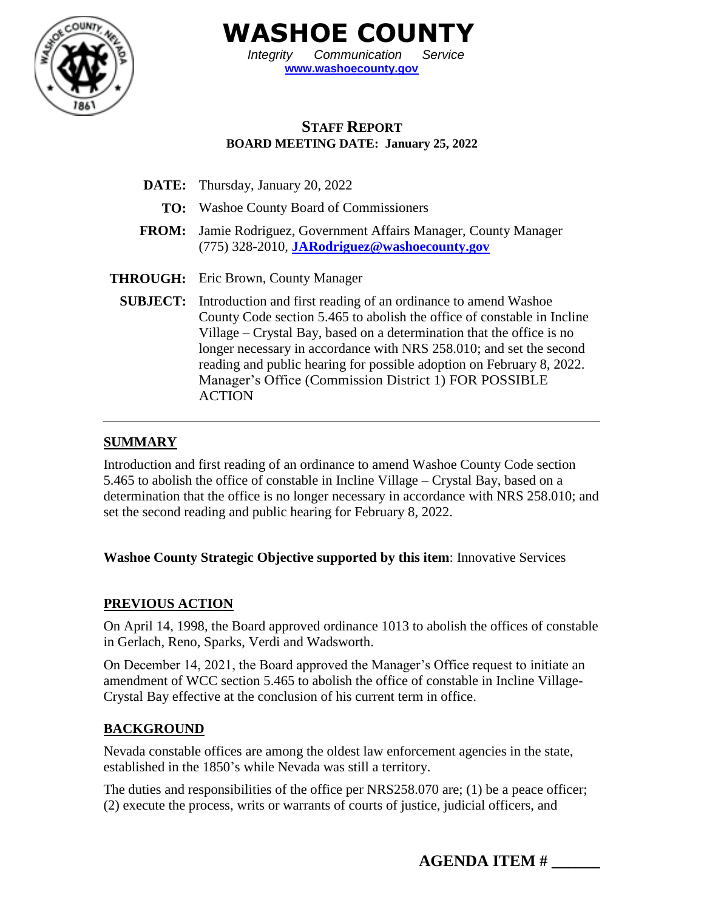# WASHOE COUNTY

*Integrity Communication Service*

**www.washoecounty.gov**

## STAFF REPORT

**BOARD MEETING DATE: January 25, 2022**

**DATE:** Thursday, January 20, 2022

**TO:** Washoe County Board of Commissioners

**FROM:** Jamie Rodriguez, Government Affairs Manager, County Manager
(775) 328-2010, **JARodriguez@washoecounty.gov**

**THROUGH:** Eric Brown, County Manager

**SUBJECT:** Introduction and first reading of an ordinance to amend Washoe County Code section 5.465 to abolish the office of constable in Incline Village – Crystal Bay, based on a determination that the office is no longer necessary in accordance with NRS 258.010; and set the second reading and public hearing for possible adoption on February 8, 2022. Manager's Office (Commission District 1) FOR POSSIBLE ACTION

---

## SUMMARY

Introduction and first reading of an ordinance to amend Washoe County Code section 5.465 to abolish the office of constable in Incline Village – Crystal Bay, based on a determination that the office is no longer necessary in accordance with NRS 258.010; and set the second reading and public hearing for February 8, 2022.

**Washoe County Strategic Objective supported by this item**: Innovative Services

## PREVIOUS ACTION

On April 14, 1998, the Board approved ordinance 1013 to abolish the offices of constable in Gerlach, Reno, Sparks, Verdi and Wadsworth.

On December 14, 2021, the Board approved the Manager's Office request to initiate an amendment of WCC section 5.465 to abolish the office of constable in Incline Village-Crystal Bay effective at the conclusion of his current term in office.

## BACKGROUND

Nevada constable offices are among the oldest law enforcement agencies in the state, established in the 1850's while Nevada was still a territory.

The duties and responsibilities of the office per NRS258.070 are; (1) be a peace officer; (2) execute the process, writs or warrants of courts of justice, judicial officers, and

**AGENDA ITEM # ______**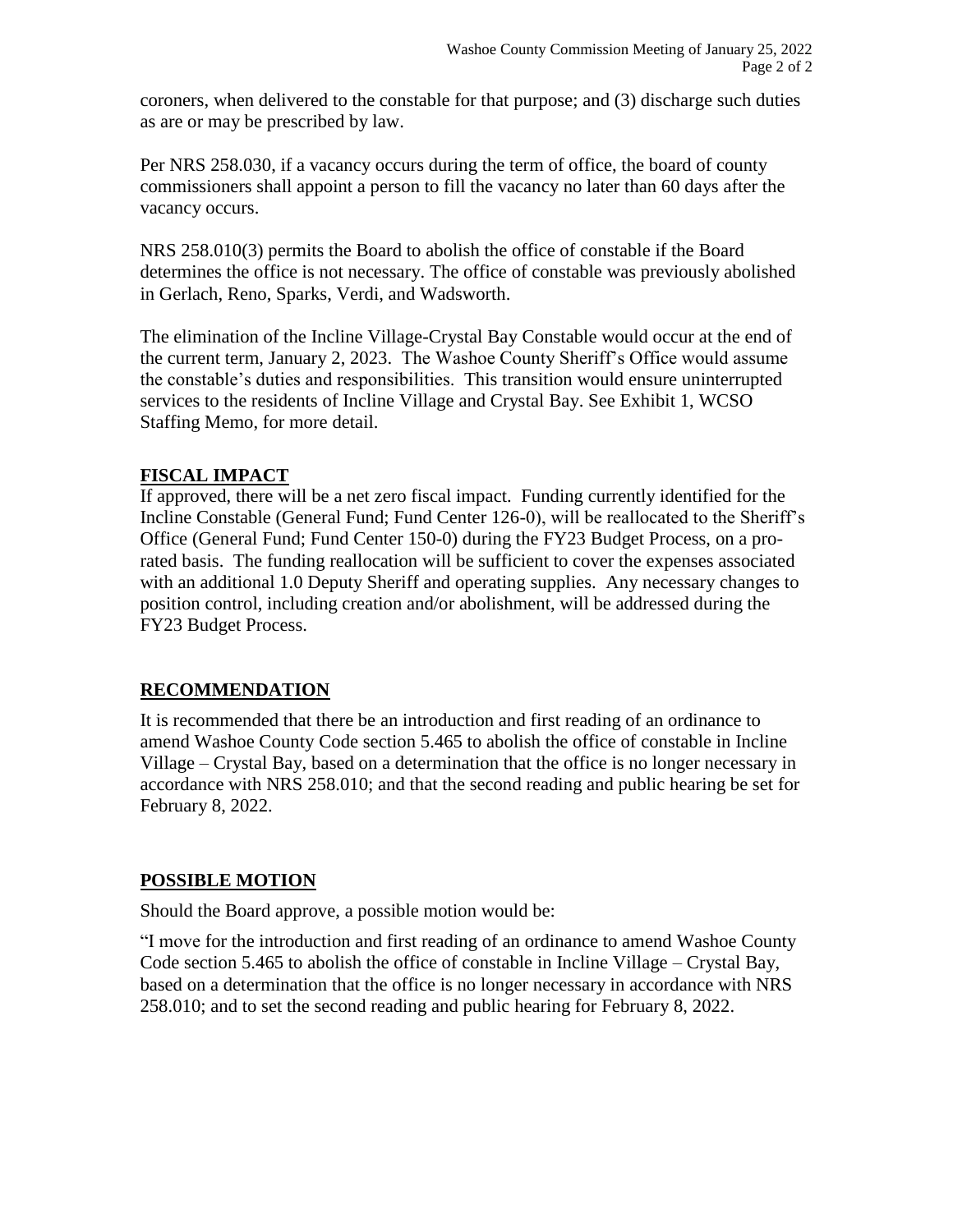coroners, when delivered to the constable for that purpose; and (3) discharge such duties as are or may be prescribed by law.

Per NRS 258.030, if a vacancy occurs during the term of office, the board of county commissioners shall appoint a person to fill the vacancy no later than 60 days after the vacancy occurs.

NRS 258.010(3) permits the Board to abolish the office of constable if the Board determines the office is not necessary. The office of constable was previously abolished in Gerlach, Reno, Sparks, Verdi, and Wadsworth.

The elimination of the Incline Village-Crystal Bay Constable would occur at the end of the current term, January 2, 2023. The Washoe County Sheriff's Office would assume the constable's duties and responsibilities. This transition would ensure uninterrupted services to the residents of Incline Village and Crystal Bay. See Exhibit 1, WCSO Staffing Memo, for more detail.

## FISCAL IMPACT

If approved, there will be a net zero fiscal impact. Funding currently identified for the Incline Constable (General Fund; Fund Center 126-0), will be reallocated to the Sheriff's Office (General Fund; Fund Center 150-0) during the FY23 Budget Process, on a pro-rated basis. The funding reallocation will be sufficient to cover the expenses associated with an additional 1.0 Deputy Sheriff and operating supplies. Any necessary changes to position control, including creation and/or abolishment, will be addressed during the FY23 Budget Process.

## RECOMMENDATION

It is recommended that there be an introduction and first reading of an ordinance to amend Washoe County Code section 5.465 to abolish the office of constable in Incline Village – Crystal Bay, based on a determination that the office is no longer necessary in accordance with NRS 258.010; and that the second reading and public hearing be set for February 8, 2022.

## POSSIBLE MOTION

Should the Board approve, a possible motion would be:

"I move for the introduction and first reading of an ordinance to amend Washoe County Code section 5.465 to abolish the office of constable in Incline Village – Crystal Bay, based on a determination that the office is no longer necessary in accordance with NRS 258.010; and to set the second reading and public hearing for February 8, 2022.